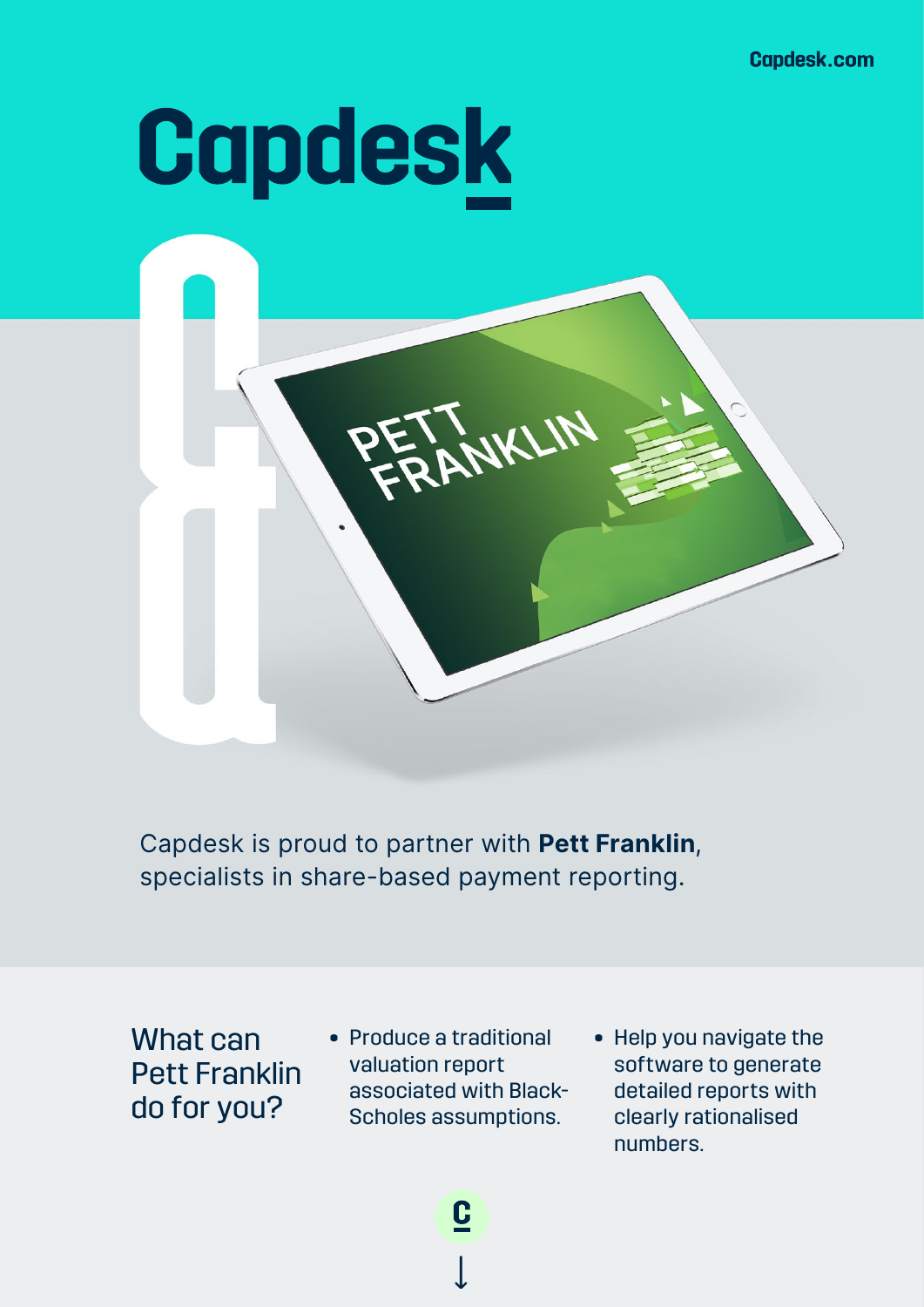Capdesk.com

# Capdesk

PETT FRANKLIN

Capdesk is proud to partner with **Pett Franklin**, specialists in share-based payment reporting.

## What can Pett Franklin do for you?

- Produce a traditional valuation report associated with Black-Scholes assumptions.
- Help you navigate the software to generate detailed reports with clearly rationalised numbers.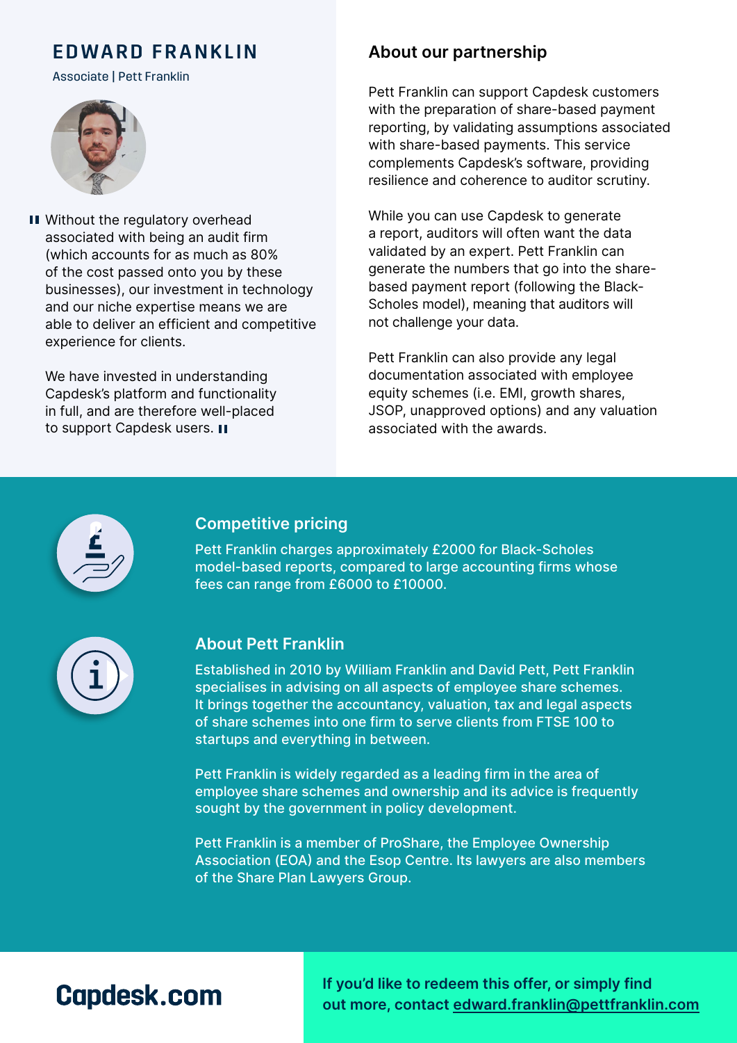# EDWARD FRANKLIN

Associate | Pett Franklin

"Without the regulatory overhead associated with being an audit firm (which accounts for as much as 80% of the cost passed onto you by these businesses), our investment in technology and our niche expertise means we are able to deliver an efficient and competitive experience for clients.

We have invested in understanding Capdesk's platform and functionality in full, and are therefore well-placed to support Capdesk users."

## About our partnership

Pett Franklin can support Capdesk customers with the preparation of share-based payment reporting, by validating assumptions associated with share-based payments. This service complements Capdesk's software, providing resilience and coherence to auditor scrutiny.

While you can use Capdesk to generate a report, auditors will often want the data validated by an expert. Pett Franklin can generate the numbers that go into the share-based payment report (following the Black-Scholes model), meaning that auditors will not challenge your data.

Pett Franklin can also provide any legal documentation associated with employee equity schemes (i.e. EMI, growth shares, JSOP, unapproved options) and any valuation associated with the awards.

### Competitive pricing

Pett Franklin charges approximately £2000 for Black-Scholes model-based reports, compared to large accounting firms whose fees can range from £6000 to £10000.

### About Pett Franklin

Established in 2010 by William Franklin and David Pett, Pett Franklin specialises in advising on all aspects of employee share schemes. It brings together the accountancy, valuation, tax and legal aspects of share schemes into one firm to serve clients from FTSE 100 to startups and everything in between.

Pett Franklin is widely regarded as a leading firm in the area of employee share schemes and ownership and its advice is frequently sought by the government in policy development.

Pett Franklin is a member of ProShare, the Employee Ownership Association (EOA) and the Esop Centre. Its lawyers are also members of the Share Plan Lawyers Group.

**Capdesk.com**

**If you'd like to redeem this offer, or simply find out more, contact edward.franklin@pettfranklin.com**